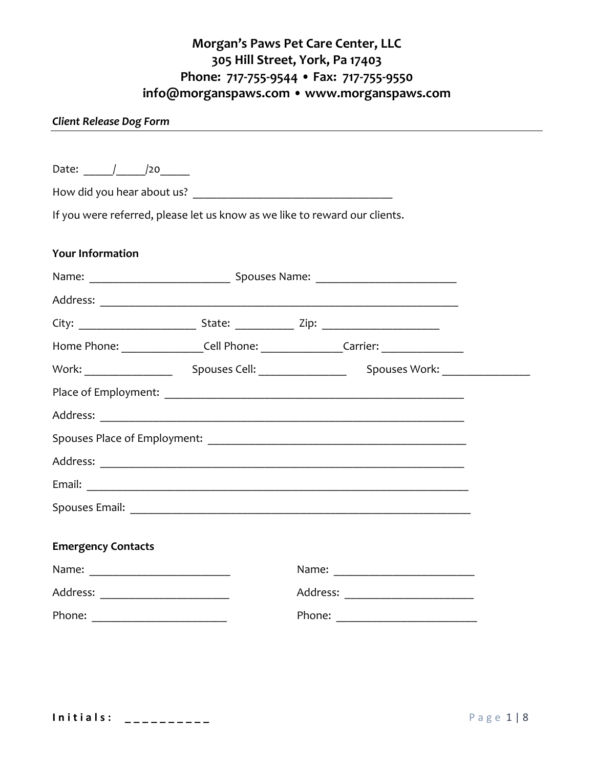# Morgan's Paws Pet Care Center, LLC
## 305 Hill Street, York, Pa 17403
## Phone: 717-755-9544 • Fax: 717-755-9550
## info@morganspaws.com • www.morganspaws.com

***Client Release Dog Form***

---

Date: _____/_____/20_____

How did you hear about us? ___________________________________

If you were referred, please let us know as we like to reward our clients.

**Your Information**

Name: _________________________ Spouses Name: _________________________

Address: ________________________________________________________________

City: _____________________ State: __________ Zip: ____________________

Home Phone: ______________Cell Phone: ______________Carrier: ______________

Work: _______________ Spouses Cell: _______________ Spouses Work: _______________

Place of Employment: ________________________________________________

Address: ________________________________________________________________

Spouses Place of Employment: ______________________________________________

Address: ________________________________________________________________

Email: ____________________________________________________________________

Spouses Email: ____________________________________________________________

**Emergency Contacts**

Name: _________________________

Address: _______________________

Phone: ________________________

Name: _________________________

Address: _______________________

Phone: ________________________

**Initials:** __________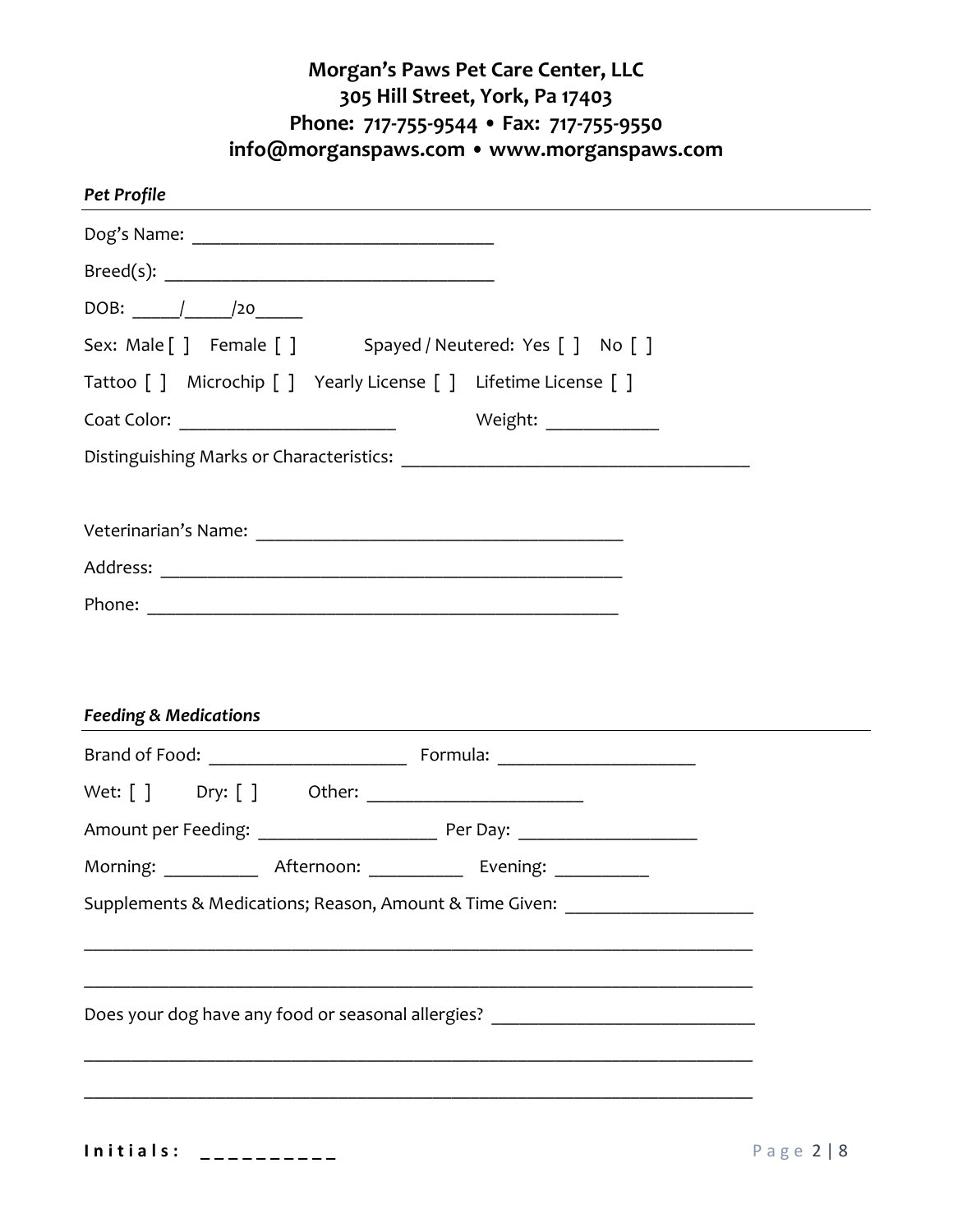**Morgan's Paws Pet Care Center, LLC**
**305 Hill Street, York, Pa 17403**
**Phone: 717-755-9544 • Fax: 717-755-9550**
**info@morganspaws.com • www.morganspaws.com**

***Pet Profile***

Dog's Name: ________________________________

Breed(s): ________________________________

DOB: _____/_____/20_____

Sex: Male [ ] Female [ ] Spayed / Neutered: Yes [ ] No [ ]

Tattoo [ ] Microchip [ ] Yearly License [ ] Lifetime License [ ]

Coat Color: ______________________ Weight: ___________

Distinguishing Marks or Characteristics: ____________________________________

Veterinarian's Name: ______________________________________

Address: ________________________________________________

Phone: _________________________________________________

***Feeding & Medications***

Brand of Food: _____________________ Formula: _____________________

Wet: [ ] Dry: [ ] Other: ______________________

Amount per Feeding: __________________ Per Day: __________________

Morning: __________ Afternoon: __________ Evening: __________

Supplements & Medications; Reason, Amount & Time Given: ___________________

_____________________________________________________________________

_____________________________________________________________________

Does your dog have any food or seasonal allergies? ___________________________

_____________________________________________________________________

_____________________________________________________________________

**Initials:** __________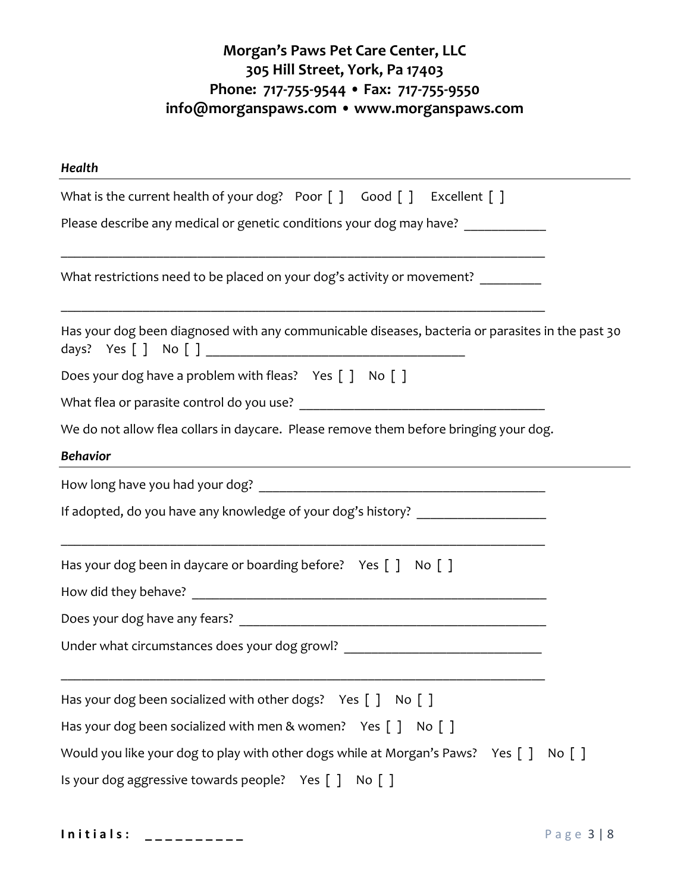**Morgan's Paws Pet Care Center, LLC**
**305 Hill Street, York, Pa 17403**
**Phone: 717-755-9544 • Fax: 717-755-9550**
**info@morganspaws.com • www.morganspaws.com**

### *Health*

What is the current health of your dog? Poor [ ] Good [ ] Excellent [ ]

Please describe any medical or genetic conditions your dog may have? ____________

______________________________________________________________________________

What restrictions need to be placed on your dog's activity or movement? _________

______________________________________________________________________________

Has your dog been diagnosed with any communicable diseases, bacteria or parasites in the past 30 days? Yes [ ] No [ ] ________________________________________

Does your dog have a problem with fleas? Yes [ ] No [ ]

What flea or parasite control do you use? _____________________________________

We do not allow flea collars in daycare. Please remove them before bringing your dog.

### *Behavior*

How long have you had your dog? ____________________________________________

If adopted, do you have any knowledge of your dog's history? ___________________

______________________________________________________________________________

Has your dog been in daycare or boarding before? Yes [ ] No [ ]

How did they behave? _______________________________________________________

Does your dog have any fears? _______________________________________________

Under what circumstances does your dog growl? _____________________________

______________________________________________________________________________

Has your dog been socialized with other dogs? Yes [ ] No [ ]

Has your dog been socialized with men & women? Yes [ ] No [ ]

Would you like your dog to play with other dogs while at Morgan's Paws? Yes [ ] No [ ]

Is your dog aggressive towards people? Yes [ ] No [ ]

**Initials: __________**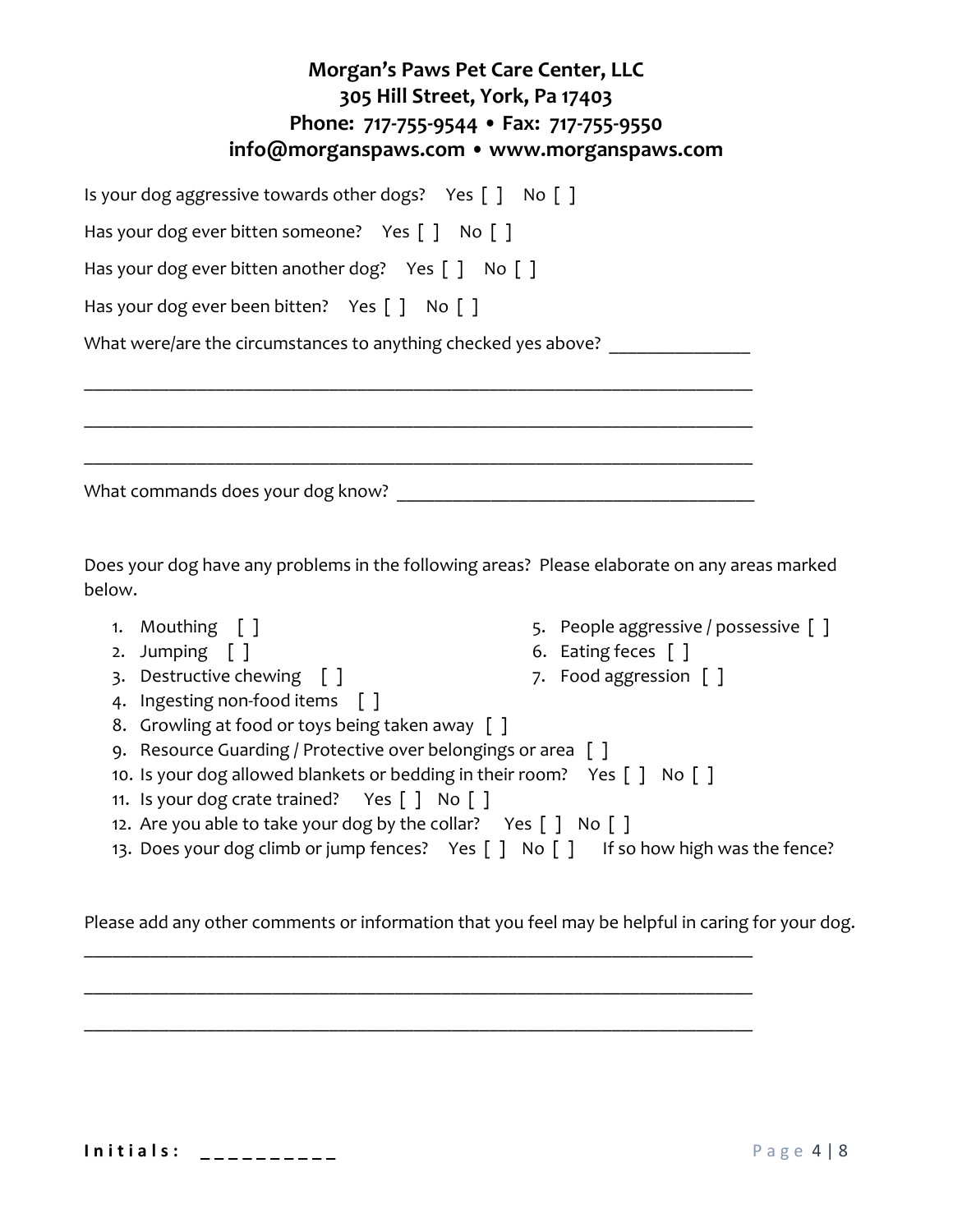**Morgan's Paws Pet Care Center, LLC**
**305 Hill Street, York, Pa 17403**
**Phone: 717-755-9544 • Fax: 717-755-9550**
**info@morganspaws.com • www.morganspaws.com**

Is your dog aggressive towards other dogs? Yes [ ] No [ ]

Has your dog ever bitten someone? Yes [ ] No [ ]

Has your dog ever bitten another dog? Yes [ ] No [ ]

Has your dog ever been bitten? Yes [ ] No [ ]

What were/are the circumstances to anything checked yes above? _______________

_________________________________________________________________________

_________________________________________________________________________

_________________________________________________________________________

What commands does your dog know? _______________________________________

Does your dog have any problems in the following areas? Please elaborate on any areas marked below.

1. Mouthing [ ]
2. Jumping [ ]
3. Destructive chewing [ ]
4. Ingesting non-food items [ ]
5. People aggressive / possessive [ ]
6. Eating feces [ ]
7. Food aggression [ ]
8. Growling at food or toys being taken away [ ]
9. Resource Guarding / Protective over belongings or area [ ]
10. Is your dog allowed blankets or bedding in their room? Yes [ ] No [ ]
11. Is your dog crate trained? Yes [ ] No [ ]
12. Are you able to take your dog by the collar? Yes [ ] No [ ]
13. Does your dog climb or jump fences? Yes [ ] No [ ] If so how high was the fence?

Please add any other comments or information that you feel may be helpful in caring for your dog.

_________________________________________________________________________

_________________________________________________________________________

_________________________________________________________________________

**Initials: __________**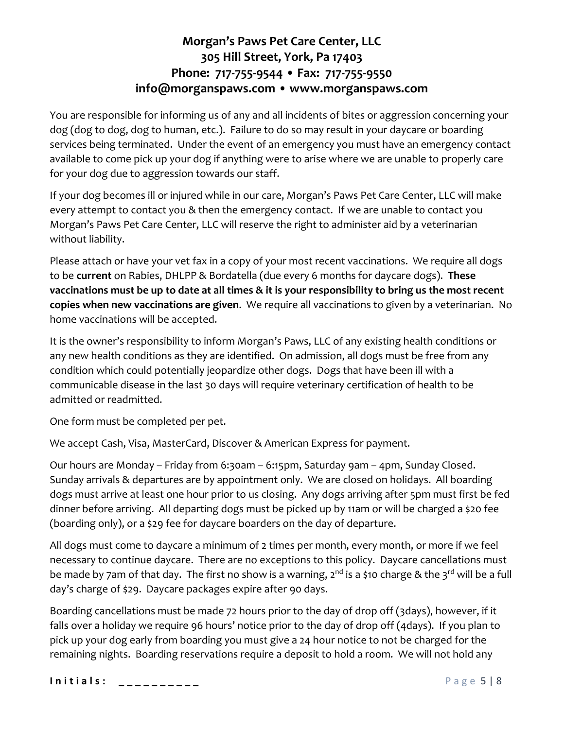**Morgan's Paws Pet Care Center, LLC**
**305 Hill Street, York, Pa 17403**
**Phone: 717-755-9544 • Fax: 717-755-9550**
**info@morganspaws.com • www.morganspaws.com**

You are responsible for informing us of any and all incidents of bites or aggression concerning your dog (dog to dog, dog to human, etc.). Failure to do so may result in your daycare or boarding services being terminated. Under the event of an emergency you must have an emergency contact available to come pick up your dog if anything were to arise where we are unable to properly care for your dog due to aggression towards our staff.

If your dog becomes ill or injured while in our care, Morgan's Paws Pet Care Center, LLC will make every attempt to contact you & then the emergency contact. If we are unable to contact you Morgan's Paws Pet Care Center, LLC will reserve the right to administer aid by a veterinarian without liability.

Please attach or have your vet fax in a copy of your most recent vaccinations. We require all dogs to be **current** on Rabies, DHLPP & Bordatella (due every 6 months for daycare dogs). **These vaccinations must be up to date at all times & it is your responsibility to bring us the most recent copies when new vaccinations are given**. We require all vaccinations to given by a veterinarian. No home vaccinations will be accepted.

It is the owner's responsibility to inform Morgan's Paws, LLC of any existing health conditions or any new health conditions as they are identified. On admission, all dogs must be free from any condition which could potentially jeopardize other dogs. Dogs that have been ill with a communicable disease in the last 30 days will require veterinary certification of health to be admitted or readmitted.

One form must be completed per pet.

We accept Cash, Visa, MasterCard, Discover & American Express for payment.

Our hours are Monday – Friday from 6:30am – 6:15pm, Saturday 9am – 4pm, Sunday Closed. Sunday arrivals & departures are by appointment only. We are closed on holidays. All boarding dogs must arrive at least one hour prior to us closing. Any dogs arriving after 5pm must first be fed dinner before arriving. All departing dogs must be picked up by 11am or will be charged a $20 fee (boarding only), or a $29 fee for daycare boarders on the day of departure.

All dogs must come to daycare a minimum of 2 times per month, every month, or more if we feel necessary to continue daycare. There are no exceptions to this policy. Daycare cancellations must be made by 7am of that day. The first no show is a warning, 2nd is a $10 charge & the 3rd will be a full day's charge of $29. Daycare packages expire after 90 days.

Boarding cancellations must be made 72 hours prior to the day of drop off (3days), however, if it falls over a holiday we require 96 hours' notice prior to the day of drop off (4days). If you plan to pick up your dog early from boarding you must give a 24 hour notice to not be charged for the remaining nights. Boarding reservations require a deposit to hold a room. We will not hold any

**Initials: __________**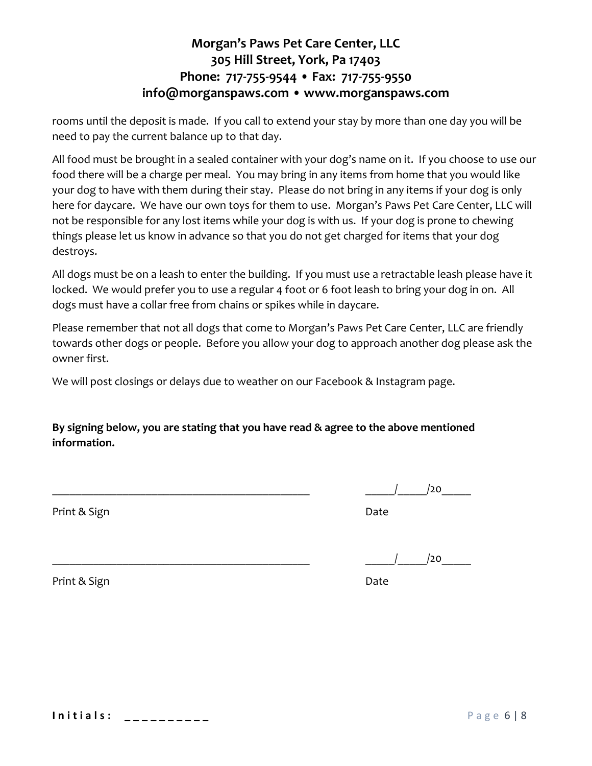rooms until the deposit is made. If you call to extend your stay by more than one day you will be need to pay the current balance up to that day.

All food must be brought in a sealed container with your dog's name on it. If you choose to use our food there will be a charge per meal. You may bring in any items from home that you would like your dog to have with them during their stay. Please do not bring in any items if your dog is only here for daycare. We have our own toys for them to use. Morgan's Paws Pet Care Center, LLC will not be responsible for any lost items while your dog is with us. If your dog is prone to chewing things please let us know in advance so that you do not get charged for items that your dog destroys.

All dogs must be on a leash to enter the building. If you must use a retractable leash please have it locked. We would prefer you to use a regular 4 foot or 6 foot leash to bring your dog in on. All dogs must have a collar free from chains or spikes while in daycare.

Please remember that not all dogs that come to Morgan's Paws Pet Care Center, LLC are friendly towards other dogs or people. Before you allow your dog to approach another dog please ask the owner first.

We will post closings or delays due to weather on our Facebook & Instagram page.

**By signing below, you are stating that you have read & agree to the above mentioned information.**

______________________________________________ _____/_____/20_____

Print & Sign Date

______________________________________________ _____/_____/20_____

Print & Sign Date

**Initials: __________**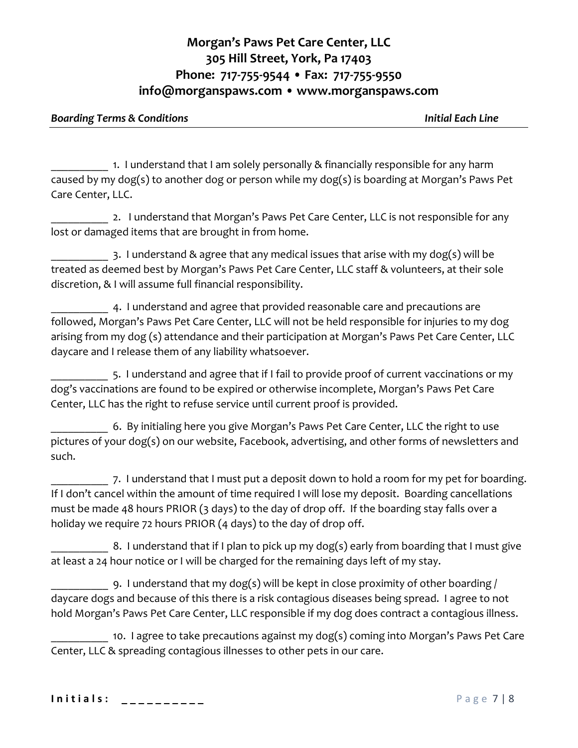# Morgan's Paws Pet Care Center, LLC
# 305 Hill Street, York, Pa 17403
# Phone: 717-755-9544 • Fax: 717-755-9550
# info@morganspaws.com • www.morganspaws.com

***Boarding Terms & Conditions*** ***Initial Each Line***

__________ 1. I understand that I am solely personally & financially responsible for any harm caused by my dog(s) to another dog or person while my dog(s) is boarding at Morgan's Paws Pet Care Center, LLC.

__________ 2. I understand that Morgan's Paws Pet Care Center, LLC is not responsible for any lost or damaged items that are brought in from home.

__________ 3. I understand & agree that any medical issues that arise with my dog(s) will be treated as deemed best by Morgan's Paws Pet Care Center, LLC staff & volunteers, at their sole discretion, & I will assume full financial responsibility.

__________ 4. I understand and agree that provided reasonable care and precautions are followed, Morgan's Paws Pet Care Center, LLC will not be held responsible for injuries to my dog arising from my dog (s) attendance and their participation at Morgan's Paws Pet Care Center, LLC daycare and I release them of any liability whatsoever.

__________ 5. I understand and agree that if I fail to provide proof of current vaccinations or my dog's vaccinations are found to be expired or otherwise incomplete, Morgan's Paws Pet Care Center, LLC has the right to refuse service until current proof is provided.

__________ 6. By initialing here you give Morgan's Paws Pet Care Center, LLC the right to use pictures of your dog(s) on our website, Facebook, advertising, and other forms of newsletters and such.

__________ 7. I understand that I must put a deposit down to hold a room for my pet for boarding. If I don't cancel within the amount of time required I will lose my deposit. Boarding cancellations must be made 48 hours PRIOR (3 days) to the day of drop off. If the boarding stay falls over a holiday we require 72 hours PRIOR (4 days) to the day of drop off.

__________ 8. I understand that if I plan to pick up my dog(s) early from boarding that I must give at least a 24 hour notice or I will be charged for the remaining days left of my stay.

__________ 9. I understand that my dog(s) will be kept in close proximity of other boarding / daycare dogs and because of this there is a risk contagious diseases being spread. I agree to not hold Morgan's Paws Pet Care Center, LLC responsible if my dog does contract a contagious illness.

__________ 10. I agree to take precautions against my dog(s) coming into Morgan's Paws Pet Care Center, LLC & spreading contagious illnesses to other pets in our care.

**Initials: __________**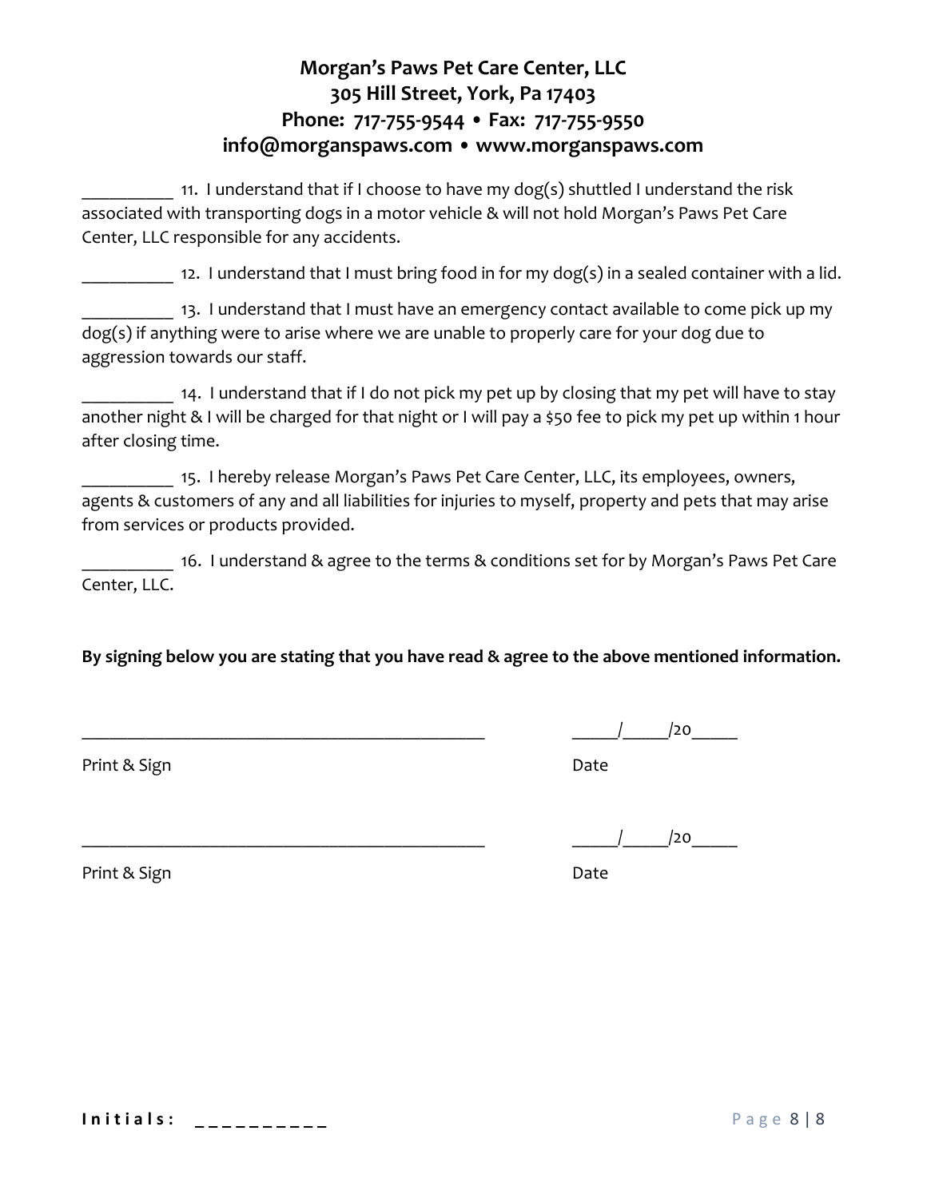**Morgan's Paws Pet Care Center, LLC**
**305 Hill Street, York, Pa 17403**
**Phone: 717-755-9544 • Fax: 717-755-9550**
**info@morganspaws.com • www.morganspaws.com**

__________ 11. I understand that if I choose to have my dog(s) shuttled I understand the risk associated with transporting dogs in a motor vehicle & will not hold Morgan's Paws Pet Care Center, LLC responsible for any accidents.

__________ 12. I understand that I must bring food in for my dog(s) in a sealed container with a lid.

__________ 13. I understand that I must have an emergency contact available to come pick up my dog(s) if anything were to arise where we are unable to properly care for your dog due to aggression towards our staff.

__________ 14. I understand that if I do not pick my pet up by closing that my pet will have to stay another night & I will be charged for that night or I will pay a $50 fee to pick my pet up within 1 hour after closing time.

__________ 15. I hereby release Morgan's Paws Pet Care Center, LLC, its employees, owners, agents & customers of any and all liabilities for injuries to myself, property and pets that may arise from services or products provided.

__________ 16. I understand & agree to the terms & conditions set for by Morgan's Paws Pet Care Center, LLC.

**By signing below you are stating that you have read & agree to the above mentioned information.**

_______________________________________________ _____/_____/20_____

Print & Sign Date

_______________________________________________ _____/_____/20_____

Print & Sign Date

**Initials:** __________